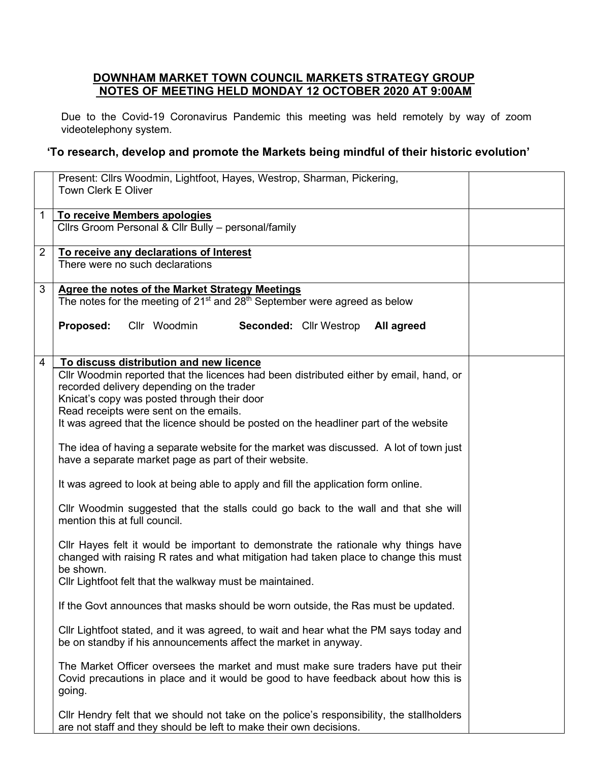## DOWNHAM MARKET TOWN COUNCIL MARKETS STRATEGY GROUP NOTES OF MEETING HELD MONDAY 12 OCTOBER 2020 AT 9:00AM

Due to the Covid-19 Coronavirus Pandemic this meeting was held remotely by way of zoom videotelephony system.

### 'To research, develop and promote the Markets being mindful of their historic evolution'

| | | |
|---|---|---|
| | Present: Cllrs Woodmin, Lightfoot, Hayes, Westrop, Sharman, Pickering, Town Clerk E Oliver | |
| 1 | **To receive Members apologies**<br>Cllrs Groom Personal & Cllr Bully – personal/family | |
| 2 | **To receive any declarations of Interest**<br>There were no such declarations | |
| 3 | **Agree the notes of the Market Strategy Meetings**<br>The notes for the meeting of 21st and 28th September were agreed as below<br><br>**Proposed:** Cllr Woodmin **Seconded:** Cllr Westrop **All agreed** | |
| 4 | **To discuss distribution and new licence**<br>Cllr Woodmin reported that the licences had been distributed either by email, hand, or recorded delivery depending on the trader<br>Knicat's copy was posted through their door<br>Read receipts were sent on the emails.<br>It was agreed that the licence should be posted on the headliner part of the website<br><br>The idea of having a separate website for the market was discussed. A lot of town just have a separate market page as part of their website.<br><br>It was agreed to look at being able to apply and fill the application form online.<br><br>Cllr Woodmin suggested that the stalls could go back to the wall and that she will mention this at full council.<br><br>Cllr Hayes felt it would be important to demonstrate the rationale why things have changed with raising R rates and what mitigation had taken place to change this must be shown.<br>Cllr Lightfoot felt that the walkway must be maintained.<br><br>If the Govt announces that masks should be worn outside, the Ras must be updated.<br><br>Cllr Lightfoot stated, and it was agreed, to wait and hear what the PM says today and be on standby if his announcements affect the market in anyway.<br><br>The Market Officer oversees the market and must make sure traders have put their Covid precautions in place and it would be good to have feedback about how this is going.<br><br>Cllr Hendry felt that we should not take on the police's responsibility, the stallholders are not staff and they should be left to make their own decisions. | |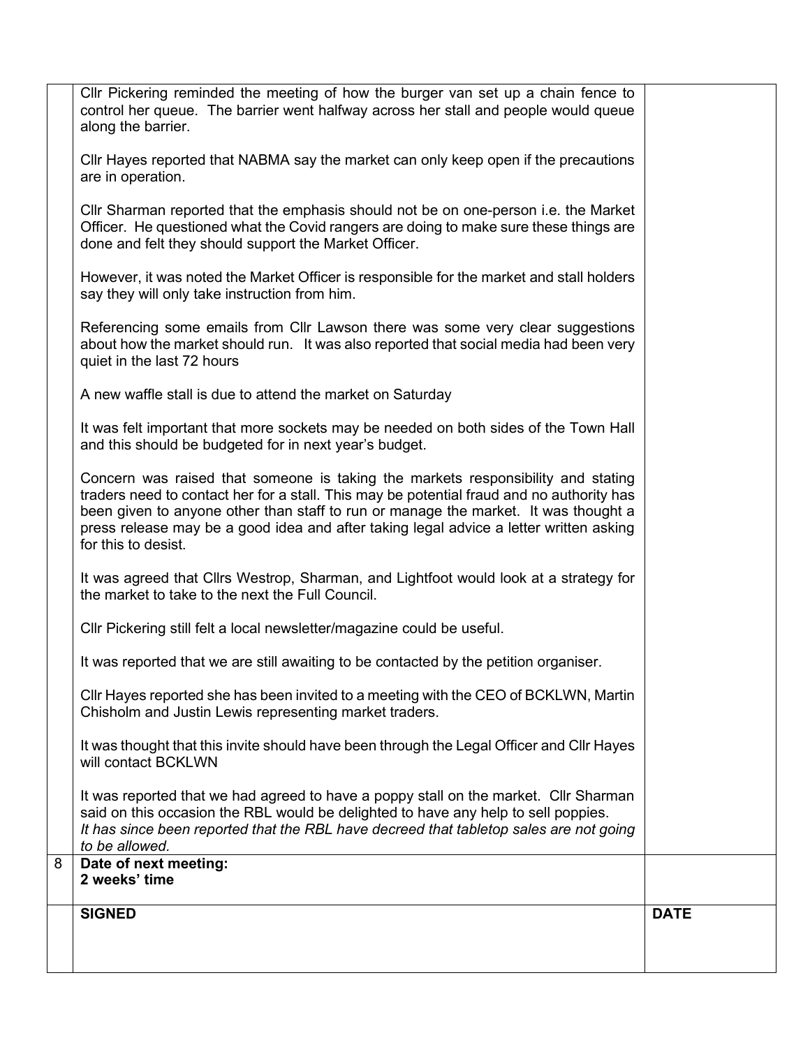| | | |
|---|---|---|
| | Cllr Pickering reminded the meeting of how the burger van set up a chain fence to control her queue. The barrier went halfway across her stall and people would queue along the barrier.<br><br>Cllr Hayes reported that NABMA say the market can only keep open if the precautions are in operation.<br><br>Cllr Sharman reported that the emphasis should not be on one-person i.e. the Market Officer. He questioned what the Covid rangers are doing to make sure these things are done and felt they should support the Market Officer.<br><br>However, it was noted the Market Officer is responsible for the market and stall holders say they will only take instruction from him.<br><br>Referencing some emails from Cllr Lawson there was some very clear suggestions about how the market should run. It was also reported that social media had been very quiet in the last 72 hours<br><br>A new waffle stall is due to attend the market on Saturday<br><br>It was felt important that more sockets may be needed on both sides of the Town Hall and this should be budgeted for in next year's budget.<br><br>Concern was raised that someone is taking the markets responsibility and stating traders need to contact her for a stall. This may be potential fraud and no authority has been given to anyone other than staff to run or manage the market. It was thought a press release may be a good idea and after taking legal advice a letter written asking for this to desist.<br><br>It was agreed that Cllrs Westrop, Sharman, and Lightfoot would look at a strategy for the market to take to the next the Full Council.<br><br>Cllr Pickering still felt a local newsletter/magazine could be useful.<br><br>It was reported that we are still awaiting to be contacted by the petition organiser.<br><br>Cllr Hayes reported she has been invited to a meeting with the CEO of BCKLWN, Martin Chisholm and Justin Lewis representing market traders.<br><br>It was thought that this invite should have been through the Legal Officer and Cllr Hayes will contact BCKLWN<br><br>It was reported that we had agreed to have a poppy stall on the market. Cllr Sharman said on this occasion the RBL would be delighted to have any help to sell poppies.<br>*It has since been reported that the RBL have decreed that tabletop sales are not going to be allowed.* | |
| 8 | **Date of next meeting:**<br>**2 weeks' time** | |
| | **SIGNED** | **DATE** |